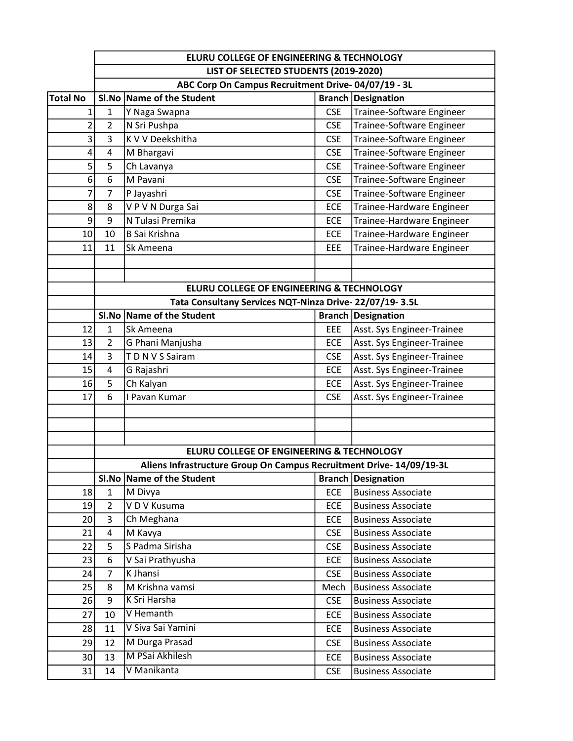| Total No | Sl.No | Name of the Student | Branch | Designation |
|---|---|---|---|---|
| | **ELURU COLLEGE OF ENGINEERING & TECHNOLOGY** | | | |
| | **LIST OF SELECTED STUDENTS (2019-2020)** | | | |
| | **ABC Corp On Campus Recruitment Drive- 04/07/19 - 3L** | | | |
| **Total No** | **Sl.No** | **Name of the Student** | **Branch** | **Designation** |
| 1 | 1 | Y Naga Swapna | CSE | Trainee-Software Engineer |
| 2 | 2 | N Sri Pushpa | CSE | Trainee-Software Engineer |
| 3 | 3 | K V V Deekshitha | CSE | Trainee-Software Engineer |
| 4 | 4 | M Bhargavi | CSE | Trainee-Software Engineer |
| 5 | 5 | Ch Lavanya | CSE | Trainee-Software Engineer |
| 6 | 6 | M Pavani | CSE | Trainee-Software Engineer |
| 7 | 7 | P Jayashri | CSE | Trainee-Software Engineer |
| 8 | 8 | V P V N Durga Sai | ECE | Trainee-Hardware Engineer |
| 9 | 9 | N Tulasi Premika | ECE | Trainee-Hardware Engineer |
| 10 | 10 | B Sai Krishna | ECE | Trainee-Hardware Engineer |
| 11 | 11 | Sk Ameena | EEE | Trainee-Hardware Engineer |
| | | | | |
| | | | | |
| | **ELURU COLLEGE OF ENGINEERING & TECHNOLOGY** | | | |
| | **Tata Consultany Services NQT-Ninza Drive- 22/07/19- 3.5L** | | | |
| | **Sl.No** | **Name of the Student** | **Branch** | **Designation** |
| 12 | 1 | Sk Ameena | EEE | Asst. Sys Engineer-Trainee |
| 13 | 2 | G Phani Manjusha | ECE | Asst. Sys Engineer-Trainee |
| 14 | 3 | T D N V S Sairam | CSE | Asst. Sys Engineer-Trainee |
| 15 | 4 | G Rajashri | ECE | Asst. Sys Engineer-Trainee |
| 16 | 5 | Ch Kalyan | ECE | Asst. Sys Engineer-Trainee |
| 17 | 6 | I Pavan Kumar | CSE | Asst. Sys Engineer-Trainee |
| | | | | |
| | | | | |
| | | | | |
| | **ELURU COLLEGE OF ENGINEERING & TECHNOLOGY** | | | |
| | **Aliens Infrastructure Group On Campus Recruitment Drive- 14/09/19-3L** | | | |
| | **Sl.No** | **Name of the Student** | **Branch** | **Designation** |
| 18 | 1 | M Divya | ECE | Business Associate |
| 19 | 2 | V D V Kusuma | ECE | Business Associate |
| 20 | 3 | Ch Meghana | ECE | Business Associate |
| 21 | 4 | M Kavya | CSE | Business Associate |
| 22 | 5 | S Padma Sirisha | CSE | Business Associate |
| 23 | 6 | V Sai Prathyusha | ECE | Business Associate |
| 24 | 7 | K Jhansi | CSE | Business Associate |
| 25 | 8 | M Krishna vamsi | Mech | Business Associate |
| 26 | 9 | K Sri Harsha | CSE | Business Associate |
| 27 | 10 | V Hemanth | ECE | Business Associate |
| 28 | 11 | V Siva Sai Yamini | ECE | Business Associate |
| 29 | 12 | M Durga Prasad | CSE | Business Associate |
| 30 | 13 | M PSai Akhilesh | ECE | Business Associate |
| 31 | 14 | V Manikanta | CSE | Business Associate |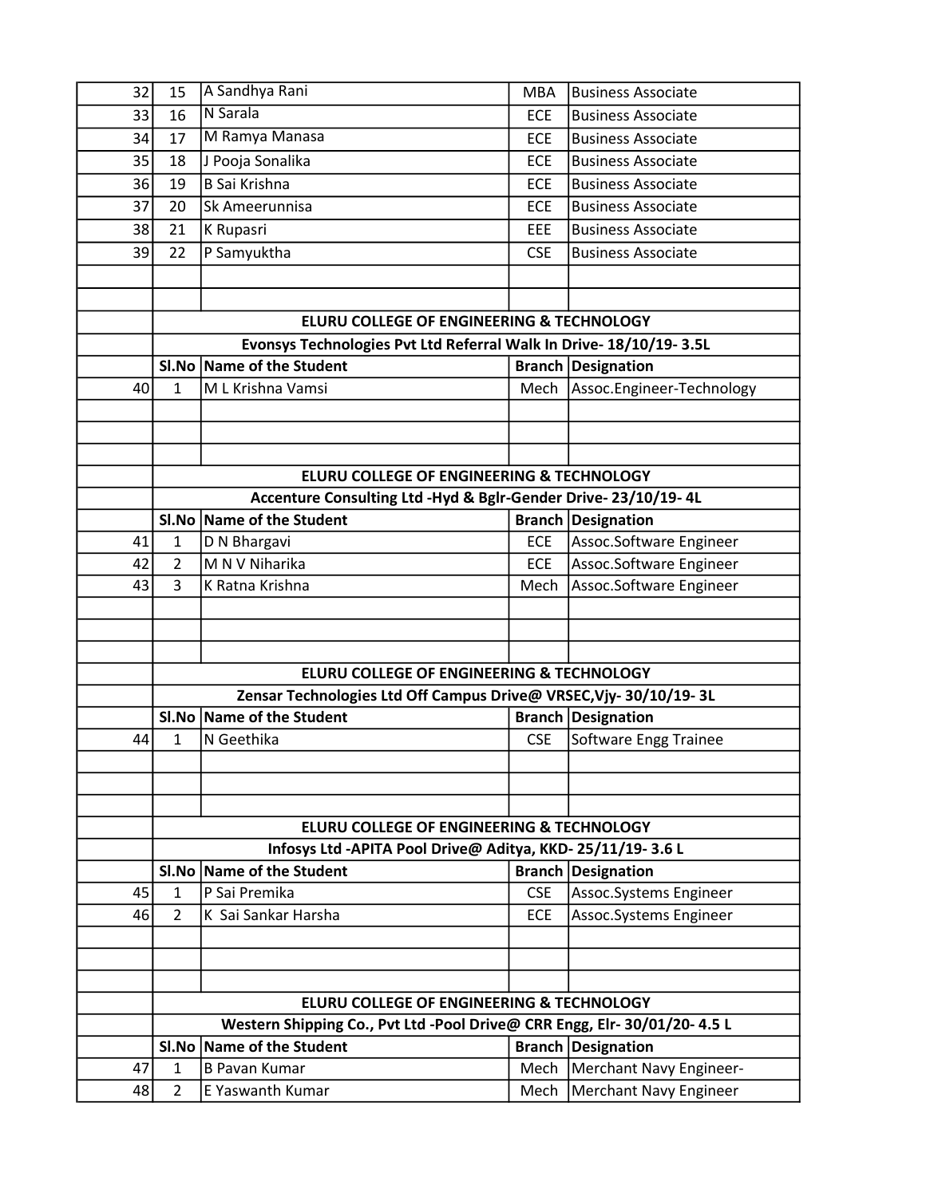| | | | | |
|---|---|---|---|---|
| 32 | 15 | A Sandhya Rani | MBA | Business Associate |
| 33 | 16 | N Sarala | ECE | Business Associate |
| 34 | 17 | M Ramya Manasa | ECE | Business Associate |
| 35 | 18 | J Pooja Sonalika | ECE | Business Associate |
| 36 | 19 | B Sai Krishna | ECE | Business Associate |
| 37 | 20 | Sk Ameerunnisa | ECE | Business Associate |
| 38 | 21 | K Rupasri | EEE | Business Associate |
| 39 | 22 | P Samyuktha | CSE | Business Associate |

**ELURU COLLEGE OF ENGINEERING & TECHNOLOGY**

**Evonsys Technologies Pvt Ltd Referral Walk In Drive- 18/10/19- 3.5L**

| | Sl.No | Name of the Student | Branch | Designation |
|---|---|---|---|---|
| 40 | 1 | M L Krishna Vamsi | Mech | Assoc.Engineer-Technology |

**ELURU COLLEGE OF ENGINEERING & TECHNOLOGY**

**Accenture Consulting Ltd -Hyd & Bglr-Gender Drive- 23/10/19- 4L**

| | Sl.No | Name of the Student | Branch | Designation |
|---|---|---|---|---|
| 41 | 1 | D N Bhargavi | ECE | Assoc.Software Engineer |
| 42 | 2 | M N V Niharika | ECE | Assoc.Software Engineer |
| 43 | 3 | K Ratna Krishna | Mech | Assoc.Software Engineer |

**ELURU COLLEGE OF ENGINEERING & TECHNOLOGY**

**Zensar Technologies Ltd Off Campus Drive@ VRSEC,Vjy- 30/10/19- 3L**

| | Sl.No | Name of the Student | Branch | Designation |
|---|---|---|---|---|
| 44 | 1 | N Geethika | CSE | Software Engg Trainee |

**ELURU COLLEGE OF ENGINEERING & TECHNOLOGY**

**Infosys Ltd -APITA Pool Drive@ Aditya, KKD- 25/11/19- 3.6 L**

| | Sl.No | Name of the Student | Branch | Designation |
|---|---|---|---|---|
| 45 | 1 | P Sai Premika | CSE | Assoc.Systems Engineer |
| 46 | 2 | K Sai Sankar Harsha | ECE | Assoc.Systems Engineer |

**ELURU COLLEGE OF ENGINEERING & TECHNOLOGY**

**Western Shipping Co., Pvt Ltd -Pool Drive@ CRR Engg, Elr- 30/01/20- 4.5 L**

| | Sl.No | Name of the Student | Branch | Designation |
|---|---|---|---|---|
| 47 | 1 | B Pavan Kumar | Mech | Merchant Navy Engineer- |
| 48 | 2 | E Yaswanth Kumar | Mech | Merchant Navy Engineer |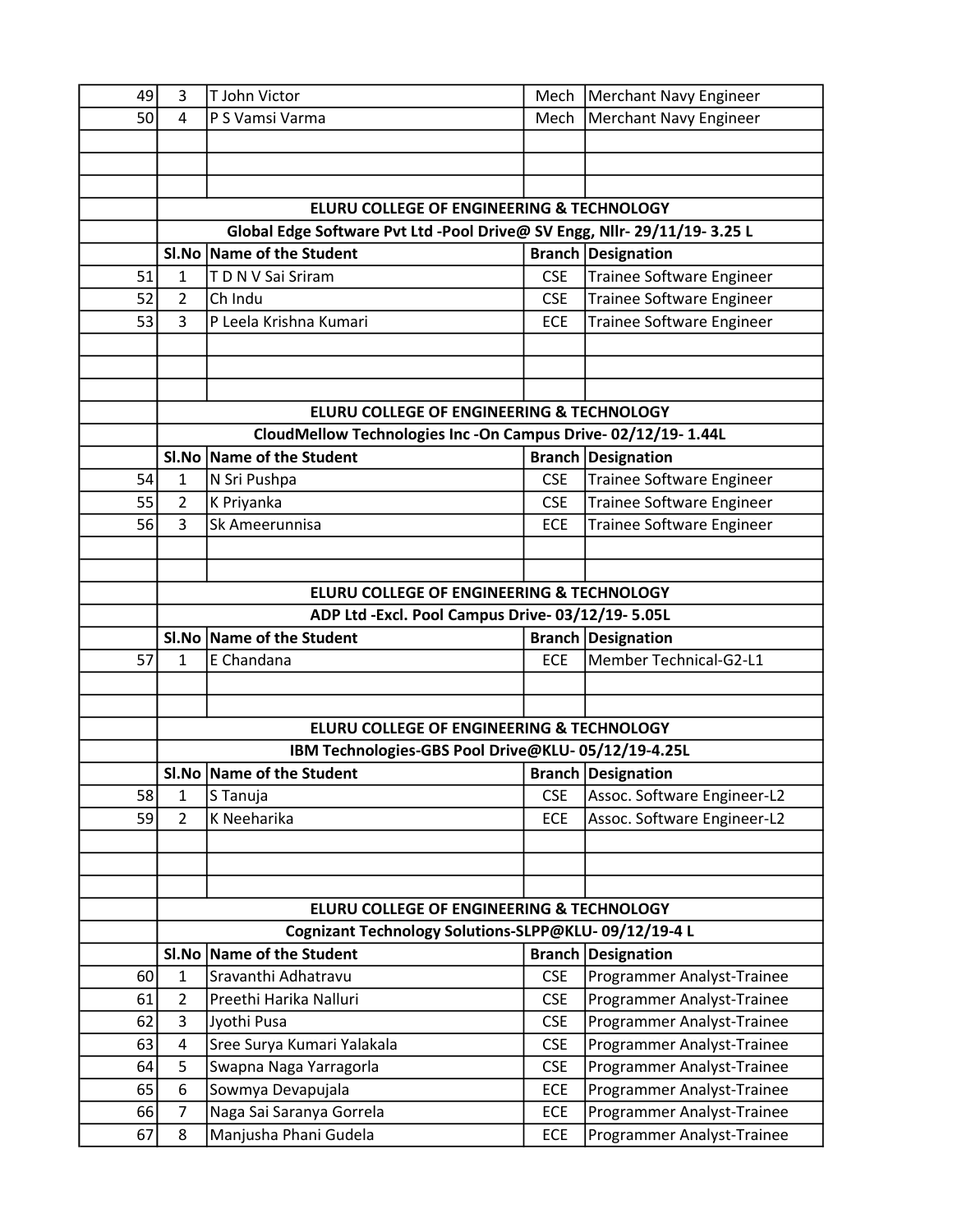| | | | | |
|---|---|---|---|---|
| 49 | 3 | T John Victor | Mech | Merchant Navy Engineer |
| 50 | 4 | P S Vamsi Varma | Mech | Merchant Navy Engineer |

| | | | | |
|---|---|---|---|---|
| | **ELURU COLLEGE OF ENGINEERING & TECHNOLOGY** | | | |
| | **Global Edge Software Pvt Ltd -Pool Drive@ SV Engg, Nllr- 29/11/19- 3.25 L** | | | |
| | **Sl.No** | **Name of the Student** | **Branch** | **Designation** |
| 51 | 1 | T D N V Sai Sriram | CSE | Trainee Software Engineer |
| 52 | 2 | Ch Indu | CSE | Trainee Software Engineer |
| 53 | 3 | P Leela Krishna Kumari | ECE | Trainee Software Engineer |

| | | | | |
|---|---|---|---|---|
| | **ELURU COLLEGE OF ENGINEERING & TECHNOLOGY** | | | |
| | **CloudMellow Technologies Inc -On Campus Drive- 02/12/19- 1.44L** | | | |
| | **Sl.No** | **Name of the Student** | **Branch** | **Designation** |
| 54 | 1 | N Sri Pushpa | CSE | Trainee Software Engineer |
| 55 | 2 | K Priyanka | CSE | Trainee Software Engineer |
| 56 | 3 | Sk Ameerunnisa | ECE | Trainee Software Engineer |

| | | | | |
|---|---|---|---|---|
| | **ELURU COLLEGE OF ENGINEERING & TECHNOLOGY** | | | |
| | **ADP Ltd -Excl. Pool Campus Drive- 03/12/19- 5.05L** | | | |
| | **Sl.No** | **Name of the Student** | **Branch** | **Designation** |
| 57 | 1 | E Chandana | ECE | Member Technical-G2-L1 |

| | | | | |
|---|---|---|---|---|
| | **ELURU COLLEGE OF ENGINEERING & TECHNOLOGY** | | | |
| | **IBM Technologies-GBS Pool Drive@KLU- 05/12/19-4.25L** | | | |
| | **Sl.No** | **Name of the Student** | **Branch** | **Designation** |
| 58 | 1 | S Tanuja | CSE | Assoc. Software Engineer-L2 |
| 59 | 2 | K Neeharika | ECE | Assoc. Software Engineer-L2 |

| | | | | |
|---|---|---|---|---|
| | **ELURU COLLEGE OF ENGINEERING & TECHNOLOGY** | | | |
| | **Cognizant Technology Solutions-SLPP@KLU- 09/12/19-4 L** | | | |
| | **Sl.No** | **Name of the Student** | **Branch** | **Designation** |
| 60 | 1 | Sravanthi Adhatravu | CSE | Programmer Analyst-Trainee |
| 61 | 2 | Preethi Harika Nalluri | CSE | Programmer Analyst-Trainee |
| 62 | 3 | Jyothi Pusa | CSE | Programmer Analyst-Trainee |
| 63 | 4 | Sree Surya Kumari Yalakala | CSE | Programmer Analyst-Trainee |
| 64 | 5 | Swapna Naga Yarragorla | CSE | Programmer Analyst-Trainee |
| 65 | 6 | Sowmya Devapujala | ECE | Programmer Analyst-Trainee |
| 66 | 7 | Naga Sai Saranya Gorrela | ECE | Programmer Analyst-Trainee |
| 67 | 8 | Manjusha Phani Gudela | ECE | Programmer Analyst-Trainee |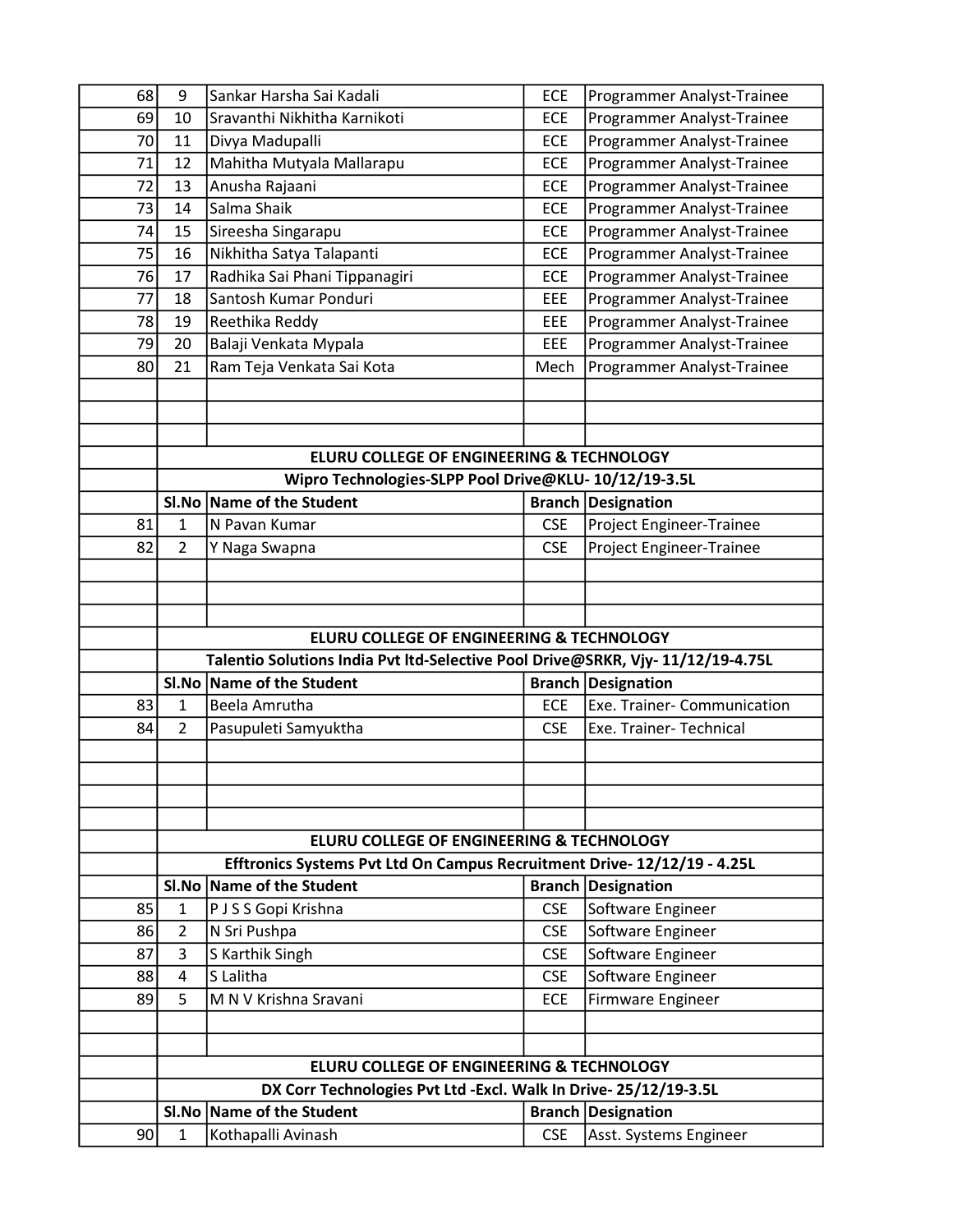| | | | | |
|---|---|---|---|---|
| 68 | 9 | Sankar Harsha Sai Kadali | ECE | Programmer Analyst-Trainee |
| 69 | 10 | Sravanthi Nikhitha Karnikoti | ECE | Programmer Analyst-Trainee |
| 70 | 11 | Divya Madupalli | ECE | Programmer Analyst-Trainee |
| 71 | 12 | Mahitha Mutyala Mallarapu | ECE | Programmer Analyst-Trainee |
| 72 | 13 | Anusha Rajaani | ECE | Programmer Analyst-Trainee |
| 73 | 14 | Salma Shaik | ECE | Programmer Analyst-Trainee |
| 74 | 15 | Sireesha Singarapu | ECE | Programmer Analyst-Trainee |
| 75 | 16 | Nikhitha Satya Talapanti | ECE | Programmer Analyst-Trainee |
| 76 | 17 | Radhika Sai Phani Tippanagiri | ECE | Programmer Analyst-Trainee |
| 77 | 18 | Santosh Kumar Ponduri | EEE | Programmer Analyst-Trainee |
| 78 | 19 | Reethika Reddy | EEE | Programmer Analyst-Trainee |
| 79 | 20 | Balaji Venkata Mypala | EEE | Programmer Analyst-Trainee |
| 80 | 21 | Ram Teja Venkata Sai Kota | Mech | Programmer Analyst-Trainee |

**ELURU COLLEGE OF ENGINEERING & TECHNOLOGY**

**Wipro Technologies-SLPP Pool Drive@KLU- 10/12/19-3.5L**

| | Sl.No | Name of the Student | Branch | Designation |
|---|---|---|---|---|
| 81 | 1 | N Pavan Kumar | CSE | Project Engineer-Trainee |
| 82 | 2 | Y Naga Swapna | CSE | Project Engineer-Trainee |

**ELURU COLLEGE OF ENGINEERING & TECHNOLOGY**

**Talentio Solutions India Pvt ltd-Selective Pool Drive@SRKR, Vjy- 11/12/19-4.75L**

| | Sl.No | Name of the Student | Branch | Designation |
|---|---|---|---|---|
| 83 | 1 | Beela Amrutha | ECE | Exe. Trainer- Communication |
| 84 | 2 | Pasupuleti Samyuktha | CSE | Exe. Trainer- Technical |

**ELURU COLLEGE OF ENGINEERING & TECHNOLOGY**

**Efftronics Systems Pvt Ltd On Campus Recruitment Drive- 12/12/19 - 4.25L**

| | Sl.No | Name of the Student | Branch | Designation |
|---|---|---|---|---|
| 85 | 1 | P J S S Gopi Krishna | CSE | Software Engineer |
| 86 | 2 | N Sri Pushpa | CSE | Software Engineer |
| 87 | 3 | S Karthik Singh | CSE | Software Engineer |
| 88 | 4 | S Lalitha | CSE | Software Engineer |
| 89 | 5 | M N V Krishna Sravani | ECE | Firmware Engineer |

**ELURU COLLEGE OF ENGINEERING & TECHNOLOGY**

**DX Corr Technologies Pvt Ltd -Excl. Walk In Drive- 25/12/19-3.5L**

| | Sl.No | Name of the Student | Branch | Designation |
|---|---|---|---|---|
| 90 | 1 | Kothapalli Avinash | CSE | Asst. Systems Engineer |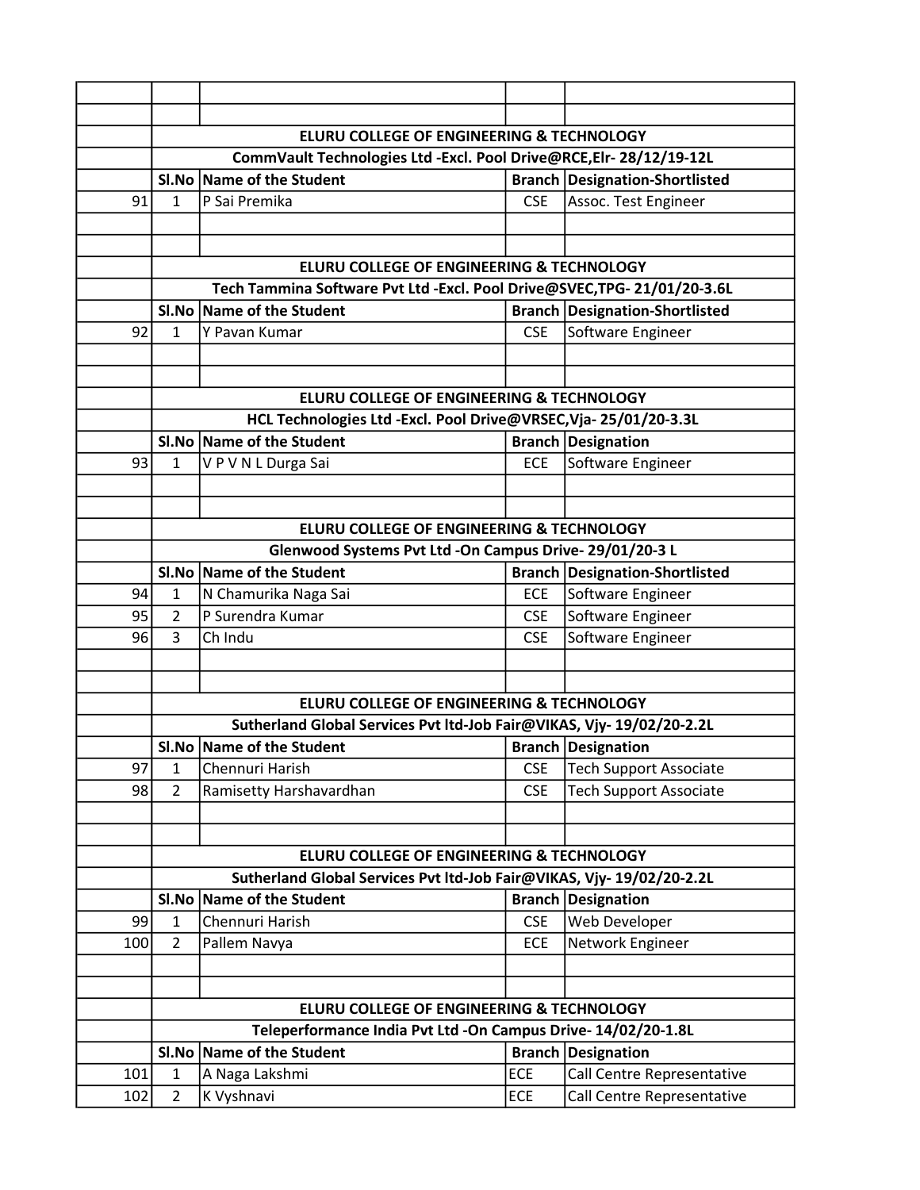| | ELURU COLLEGE OF ENGINEERING & TECHNOLOGY | | | |
|---|---|---|---|---|
| | CommVault Technologies Ltd -Excl. Pool Drive@RCE,Elr- 28/12/19-12L | | | |
| | Sl.No | Name of the Student | Branch | Designation-Shortlisted |
| 91 | 1 | P Sai Premika | CSE | Assoc. Test Engineer |

| | ELURU COLLEGE OF ENGINEERING & TECHNOLOGY | | | |
|---|---|---|---|---|
| | Tech Tammina Software Pvt Ltd -Excl. Pool Drive@SVEC,TPG- 21/01/20-3.6L | | | |
| | Sl.No | Name of the Student | Branch | Designation-Shortlisted |
| 92 | 1 | Y Pavan Kumar | CSE | Software Engineer |

| | ELURU COLLEGE OF ENGINEERING & TECHNOLOGY | | | |
|---|---|---|---|---|
| | HCL Technologies Ltd -Excl. Pool Drive@VRSEC,Vja- 25/01/20-3.3L | | | |
| | Sl.No | Name of the Student | Branch | Designation |
| 93 | 1 | V P V N L Durga Sai | ECE | Software Engineer |

| | ELURU COLLEGE OF ENGINEERING & TECHNOLOGY | | | |
|---|---|---|---|---|
| | Glenwood Systems Pvt Ltd -On Campus Drive- 29/01/20-3 L | | | |
| | Sl.No | Name of the Student | Branch | Designation-Shortlisted |
| 94 | 1 | N Chamurika Naga Sai | ECE | Software Engineer |
| 95 | 2 | P Surendra Kumar | CSE | Software Engineer |
| 96 | 3 | Ch Indu | CSE | Software Engineer |

| | ELURU COLLEGE OF ENGINEERING & TECHNOLOGY | | | |
|---|---|---|---|---|
| | Sutherland Global Services Pvt ltd-Job Fair@VIKAS, Vjy- 19/02/20-2.2L | | | |
| | Sl.No | Name of the Student | Branch | Designation |
| 97 | 1 | Chennuri Harish | CSE | Tech Support Associate |
| 98 | 2 | Ramisetty Harshavardhan | CSE | Tech Support Associate |

| | ELURU COLLEGE OF ENGINEERING & TECHNOLOGY | | | |
|---|---|---|---|---|
| | Sutherland Global Services Pvt ltd-Job Fair@VIKAS, Vjy- 19/02/20-2.2L | | | |
| | Sl.No | Name of the Student | Branch | Designation |
| 99 | 1 | Chennuri Harish | CSE | Web Developer |
| 100 | 2 | Pallem Navya | ECE | Network Engineer |

| | ELURU COLLEGE OF ENGINEERING & TECHNOLOGY | | | |
|---|---|---|---|---|
| | Teleperformance India Pvt Ltd -On Campus Drive- 14/02/20-1.8L | | | |
| | Sl.No | Name of the Student | Branch | Designation |
| 101 | 1 | A Naga Lakshmi | ECE | Call Centre Representative |
| 102 | 2 | K Vyshnavi | ECE | Call Centre Representative |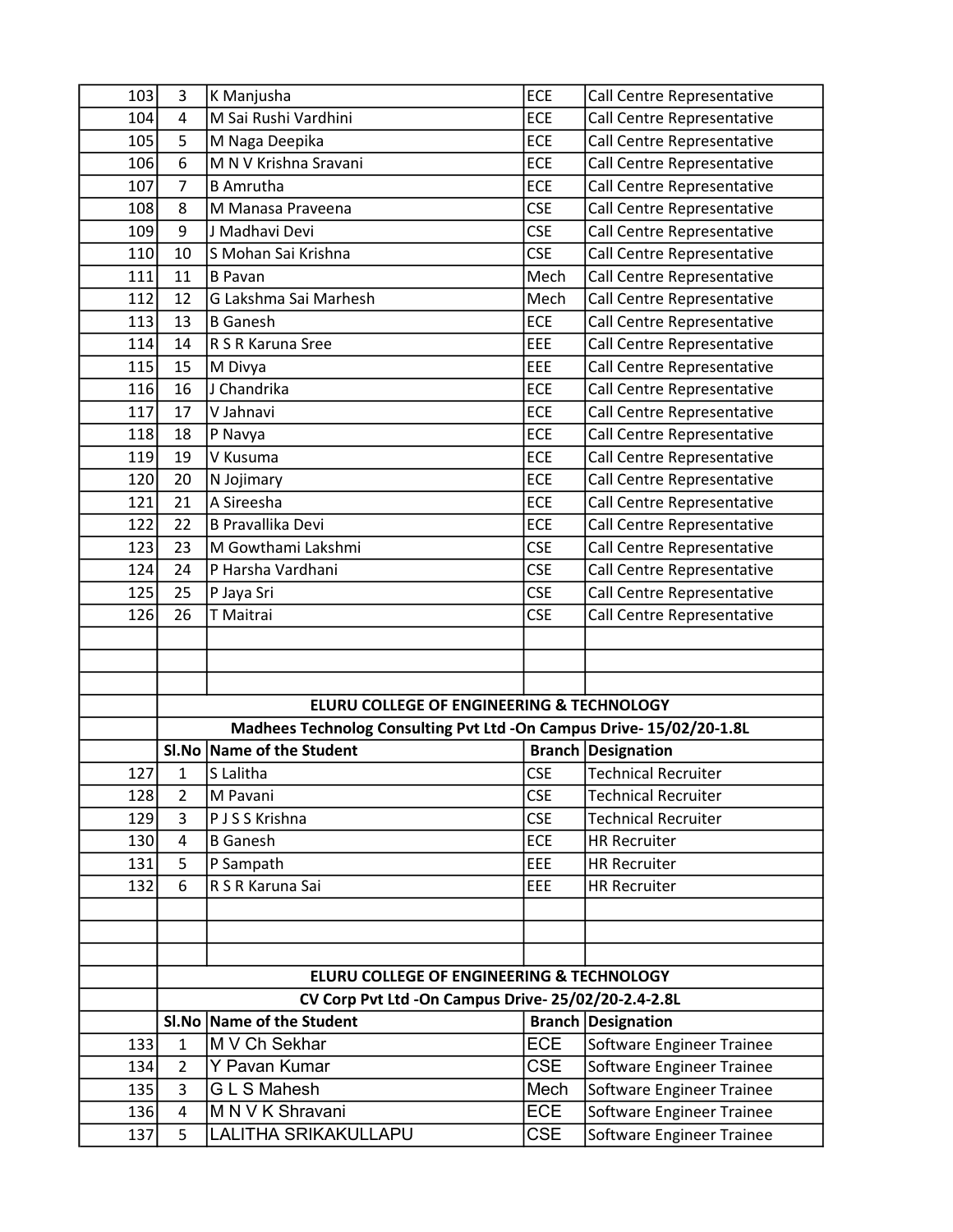| | | | | |
|---|---|---|---|---|
| 103 | 3 | K Manjusha | ECE | Call Centre Representative |
| 104 | 4 | M Sai Rushi Vardhini | ECE | Call Centre Representative |
| 105 | 5 | M Naga Deepika | ECE | Call Centre Representative |
| 106 | 6 | M N V Krishna Sravani | ECE | Call Centre Representative |
| 107 | 7 | B Amrutha | ECE | Call Centre Representative |
| 108 | 8 | M Manasa Praveena | CSE | Call Centre Representative |
| 109 | 9 | J Madhavi Devi | CSE | Call Centre Representative |
| 110 | 10 | S Mohan Sai Krishna | CSE | Call Centre Representative |
| 111 | 11 | B Pavan | Mech | Call Centre Representative |
| 112 | 12 | G Lakshma Sai Marhesh | Mech | Call Centre Representative |
| 113 | 13 | B Ganesh | ECE | Call Centre Representative |
| 114 | 14 | R S R Karuna Sree | EEE | Call Centre Representative |
| 115 | 15 | M Divya | EEE | Call Centre Representative |
| 116 | 16 | J Chandrika | ECE | Call Centre Representative |
| 117 | 17 | V Jahnavi | ECE | Call Centre Representative |
| 118 | 18 | P Navya | ECE | Call Centre Representative |
| 119 | 19 | V Kusuma | ECE | Call Centre Representative |
| 120 | 20 | N Jojimary | ECE | Call Centre Representative |
| 121 | 21 | A Sireesha | ECE | Call Centre Representative |
| 122 | 22 | B Pravallika Devi | ECE | Call Centre Representative |
| 123 | 23 | M Gowthami Lakshmi | CSE | Call Centre Representative |
| 124 | 24 | P Harsha Vardhani | CSE | Call Centre Representative |
| 125 | 25 | P Jaya Sri | CSE | Call Centre Representative |
| 126 | 26 | T Maitrai | CSE | Call Centre Representative |
| | | | | |
| | | | | |
| | | | | |
| | **ELURU COLLEGE OF ENGINEERING & TECHNOLOGY** | | | |
| | **Madhees Technolog Consulting Pvt Ltd -On Campus Drive- 15/02/20-1.8L** | | | |
| | **Sl.No** | **Name of the Student** | **Branch** | **Designation** |
| 127 | 1 | S Lalitha | CSE | Technical Recruiter |
| 128 | 2 | M Pavani | CSE | Technical Recruiter |
| 129 | 3 | P J S S Krishna | CSE | Technical Recruiter |
| 130 | 4 | B Ganesh | ECE | HR Recruiter |
| 131 | 5 | P Sampath | EEE | HR Recruiter |
| 132 | 6 | R S R Karuna Sai | EEE | HR Recruiter |
| | | | | |
| | | | | |
| | | | | |
| | **ELURU COLLEGE OF ENGINEERING & TECHNOLOGY** | | | |
| | **CV Corp Pvt Ltd -On Campus Drive- 25/02/20-2.4-2.8L** | | | |
| | **Sl.No** | **Name of the Student** | **Branch** | **Designation** |
| 133 | 1 | M V Ch Sekhar | ECE | Software Engineer Trainee |
| 134 | 2 | Y Pavan Kumar | CSE | Software Engineer Trainee |
| 135 | 3 | G L S Mahesh | Mech | Software Engineer Trainee |
| 136 | 4 | M N V K Shravani | ECE | Software Engineer Trainee |
| 137 | 5 | LALITHA SRIKAKULLAPU | CSE | Software Engineer Trainee |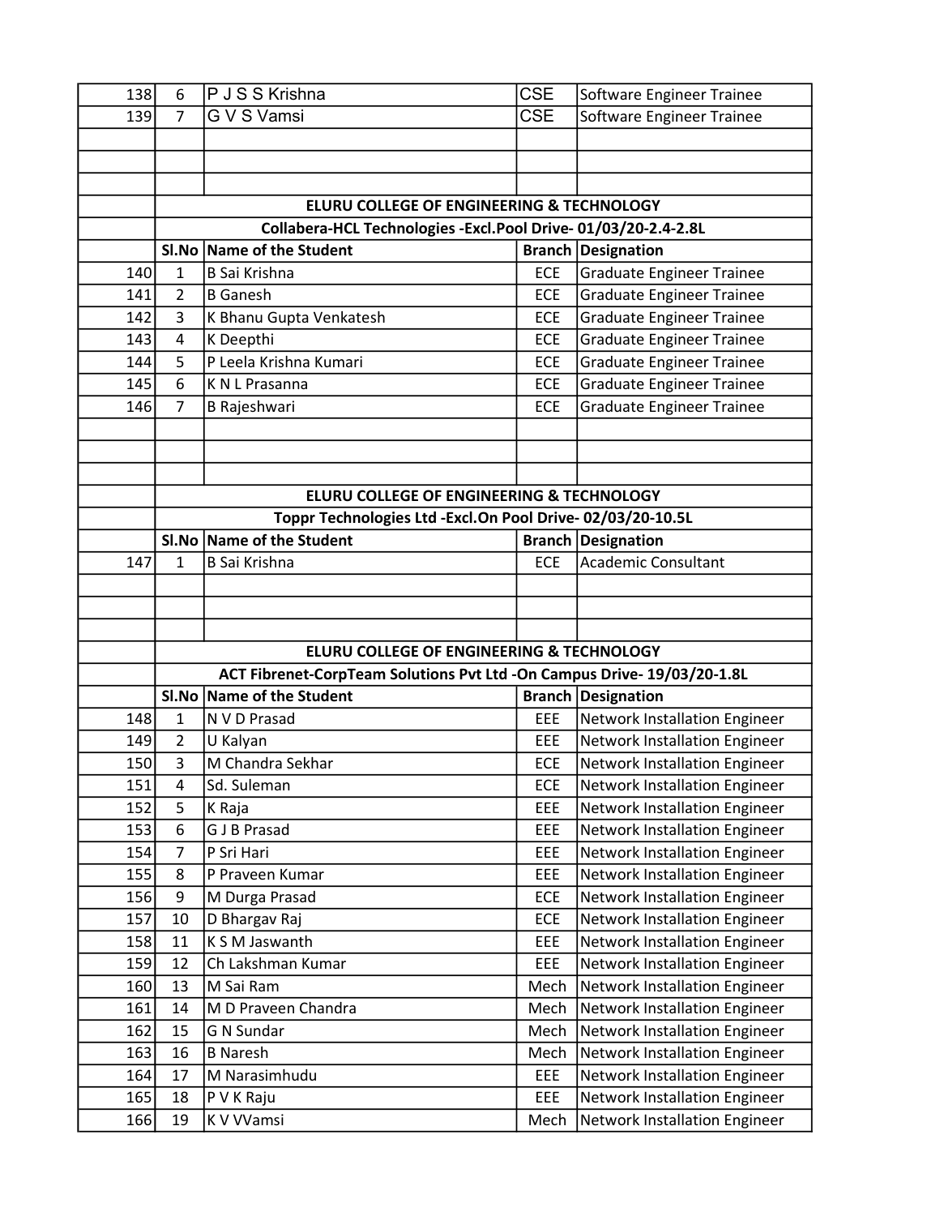| | | | | |
|---|---|---|---|---|
| 138 | 6 | P J S S Krishna | CSE | Software Engineer Trainee |
| 139 | 7 | G V S Vamsi | CSE | Software Engineer Trainee |

| | ELURU COLLEGE OF ENGINEERING & TECHNOLOGY | | | |
|---|---|---|---|---|
| | Collabera-HCL Technologies -Excl.Pool Drive- 01/03/20-2.4-2.8L | | | |
| | Sl.No | Name of the Student | Branch | Designation |
| 140 | 1 | B Sai Krishna | ECE | Graduate Engineer Trainee |
| 141 | 2 | B Ganesh | ECE | Graduate Engineer Trainee |
| 142 | 3 | K Bhanu Gupta Venkatesh | ECE | Graduate Engineer Trainee |
| 143 | 4 | K Deepthi | ECE | Graduate Engineer Trainee |
| 144 | 5 | P Leela Krishna Kumari | ECE | Graduate Engineer Trainee |
| 145 | 6 | K N L Prasanna | ECE | Graduate Engineer Trainee |
| 146 | 7 | B Rajeshwari | ECE | Graduate Engineer Trainee |

| | ELURU COLLEGE OF ENGINEERING & TECHNOLOGY | | | |
|---|---|---|---|---|
| | Toppr Technologies Ltd -Excl.On Pool Drive- 02/03/20-10.5L | | | |
| | Sl.No | Name of the Student | Branch | Designation |
| 147 | 1 | B Sai Krishna | ECE | Academic Consultant |

| | ELURU COLLEGE OF ENGINEERING & TECHNOLOGY | | | |
|---|---|---|---|---|
| | ACT Fibrenet-CorpTeam Solutions Pvt Ltd -On Campus Drive- 19/03/20-1.8L | | | |
| | Sl.No | Name of the Student | Branch | Designation |
| 148 | 1 | N V D Prasad | EEE | Network Installation Engineer |
| 149 | 2 | U Kalyan | EEE | Network Installation Engineer |
| 150 | 3 | M Chandra Sekhar | ECE | Network Installation Engineer |
| 151 | 4 | Sd. Suleman | ECE | Network Installation Engineer |
| 152 | 5 | K Raja | EEE | Network Installation Engineer |
| 153 | 6 | G J B Prasad | EEE | Network Installation Engineer |
| 154 | 7 | P Sri Hari | EEE | Network Installation Engineer |
| 155 | 8 | P Praveen Kumar | EEE | Network Installation Engineer |
| 156 | 9 | M Durga Prasad | ECE | Network Installation Engineer |
| 157 | 10 | D Bhargav Raj | ECE | Network Installation Engineer |
| 158 | 11 | K S M Jaswanth | EEE | Network Installation Engineer |
| 159 | 12 | Ch Lakshman Kumar | EEE | Network Installation Engineer |
| 160 | 13 | M Sai Ram | Mech | Network Installation Engineer |
| 161 | 14 | M D Praveen Chandra | Mech | Network Installation Engineer |
| 162 | 15 | G N Sundar | Mech | Network Installation Engineer |
| 163 | 16 | B Naresh | Mech | Network Installation Engineer |
| 164 | 17 | M Narasimhudu | EEE | Network Installation Engineer |
| 165 | 18 | P V K Raju | EEE | Network Installation Engineer |
| 166 | 19 | K V VVamsi | Mech | Network Installation Engineer |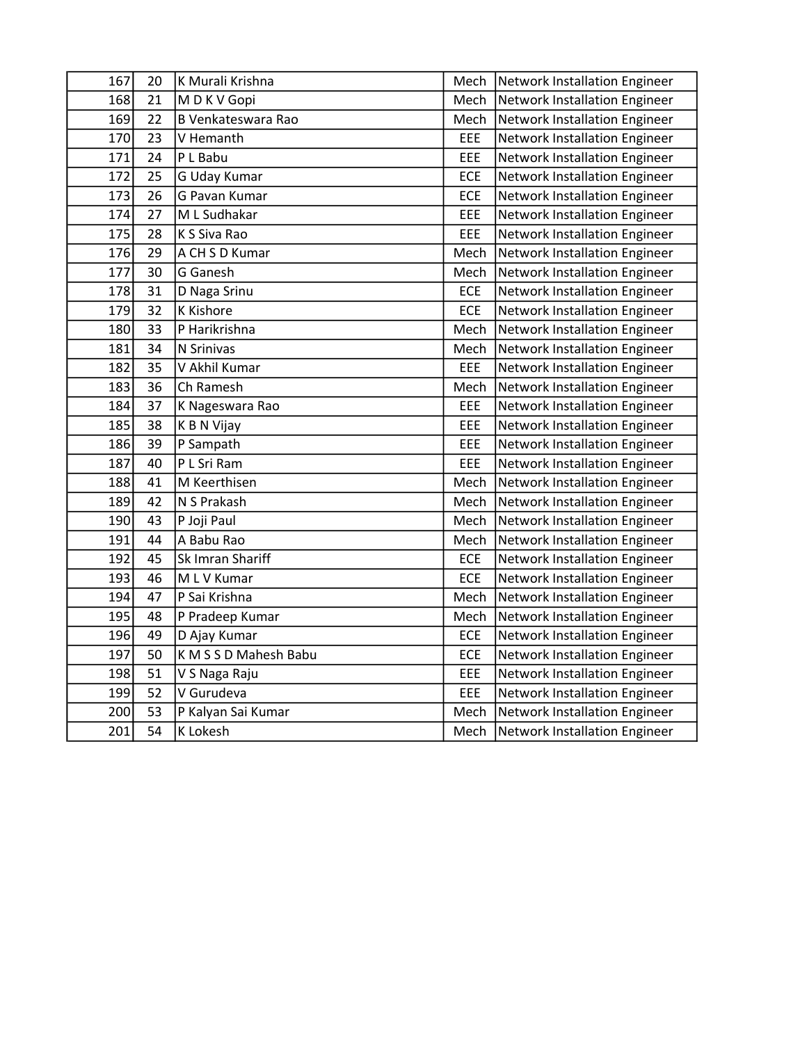| | | | | |
|---|---|---|---|---|
| 167 | 20 | K Murali Krishna | Mech | Network Installation Engineer |
| 168 | 21 | M D K V Gopi | Mech | Network Installation Engineer |
| 169 | 22 | B Venkateswara Rao | Mech | Network Installation Engineer |
| 170 | 23 | V Hemanth | EEE | Network Installation Engineer |
| 171 | 24 | P L Babu | EEE | Network Installation Engineer |
| 172 | 25 | G Uday Kumar | ECE | Network Installation Engineer |
| 173 | 26 | G Pavan Kumar | ECE | Network Installation Engineer |
| 174 | 27 | M L Sudhakar | EEE | Network Installation Engineer |
| 175 | 28 | K S Siva Rao | EEE | Network Installation Engineer |
| 176 | 29 | A CH S D Kumar | Mech | Network Installation Engineer |
| 177 | 30 | G Ganesh | Mech | Network Installation Engineer |
| 178 | 31 | D Naga Srinu | ECE | Network Installation Engineer |
| 179 | 32 | K Kishore | ECE | Network Installation Engineer |
| 180 | 33 | P Harikrishna | Mech | Network Installation Engineer |
| 181 | 34 | N Srinivas | Mech | Network Installation Engineer |
| 182 | 35 | V Akhil Kumar | EEE | Network Installation Engineer |
| 183 | 36 | Ch Ramesh | Mech | Network Installation Engineer |
| 184 | 37 | K Nageswara Rao | EEE | Network Installation Engineer |
| 185 | 38 | K B N Vijay | EEE | Network Installation Engineer |
| 186 | 39 | P Sampath | EEE | Network Installation Engineer |
| 187 | 40 | P L Sri Ram | EEE | Network Installation Engineer |
| 188 | 41 | M Keerthisen | Mech | Network Installation Engineer |
| 189 | 42 | N S Prakash | Mech | Network Installation Engineer |
| 190 | 43 | P Joji Paul | Mech | Network Installation Engineer |
| 191 | 44 | A Babu Rao | Mech | Network Installation Engineer |
| 192 | 45 | Sk Imran Shariff | ECE | Network Installation Engineer |
| 193 | 46 | M L V Kumar | ECE | Network Installation Engineer |
| 194 | 47 | P Sai Krishna | Mech | Network Installation Engineer |
| 195 | 48 | P Pradeep Kumar | Mech | Network Installation Engineer |
| 196 | 49 | D Ajay Kumar | ECE | Network Installation Engineer |
| 197 | 50 | K M S S D Mahesh Babu | ECE | Network Installation Engineer |
| 198 | 51 | V S Naga Raju | EEE | Network Installation Engineer |
| 199 | 52 | V Gurudeva | EEE | Network Installation Engineer |
| 200 | 53 | P Kalyan Sai Kumar | Mech | Network Installation Engineer |
| 201 | 54 | K Lokesh | Mech | Network Installation Engineer |